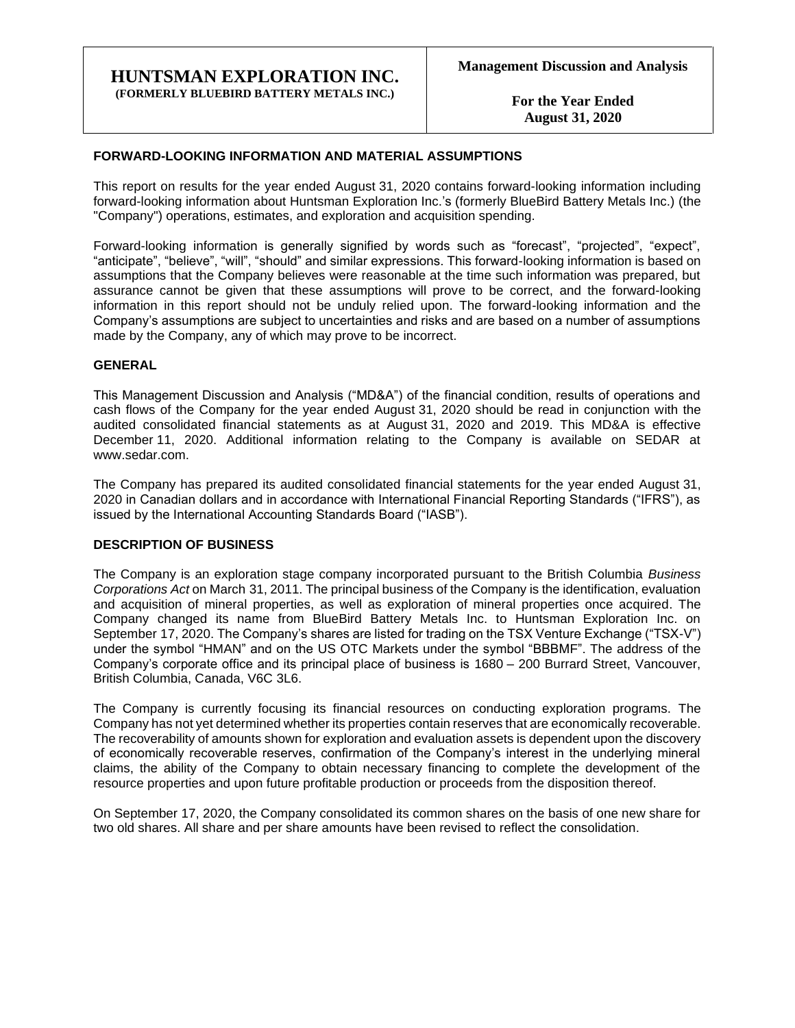# HUNTSMAN EXPLORATION INC.
**(FORMERLY BLUEBIRD BATTERY METALS INC.)**

**Management Discussion and Analysis**

**For the Year Ended August 31, 2020**

## FORWARD-LOOKING INFORMATION AND MATERIAL ASSUMPTIONS

This report on results for the year ended August 31, 2020 contains forward-looking information including forward-looking information about Huntsman Exploration Inc.'s (formerly BlueBird Battery Metals Inc.) (the "Company") operations, estimates, and exploration and acquisition spending.

Forward-looking information is generally signified by words such as "forecast", "projected", "expect", "anticipate", "believe", "will", "should" and similar expressions. This forward-looking information is based on assumptions that the Company believes were reasonable at the time such information was prepared, but assurance cannot be given that these assumptions will prove to be correct, and the forward-looking information in this report should not be unduly relied upon. The forward-looking information and the Company's assumptions are subject to uncertainties and risks and are based on a number of assumptions made by the Company, any of which may prove to be incorrect.

## GENERAL

This Management Discussion and Analysis ("MD&A") of the financial condition, results of operations and cash flows of the Company for the year ended August 31, 2020 should be read in conjunction with the audited consolidated financial statements as at August 31, 2020 and 2019. This MD&A is effective December 11, 2020. Additional information relating to the Company is available on SEDAR at www.sedar.com.

The Company has prepared its audited consolidated financial statements for the year ended August 31, 2020 in Canadian dollars and in accordance with International Financial Reporting Standards ("IFRS"), as issued by the International Accounting Standards Board ("IASB").

## DESCRIPTION OF BUSINESS

The Company is an exploration stage company incorporated pursuant to the British Columbia *Business Corporations Act* on March 31, 2011. The principal business of the Company is the identification, evaluation and acquisition of mineral properties, as well as exploration of mineral properties once acquired. The Company changed its name from BlueBird Battery Metals Inc. to Huntsman Exploration Inc. on September 17, 2020. The Company's shares are listed for trading on the TSX Venture Exchange ("TSX-V") under the symbol "HMAN" and on the US OTC Markets under the symbol "BBBMF". The address of the Company's corporate office and its principal place of business is 1680 – 200 Burrard Street, Vancouver, British Columbia, Canada, V6C 3L6.

The Company is currently focusing its financial resources on conducting exploration programs. The Company has not yet determined whether its properties contain reserves that are economically recoverable. The recoverability of amounts shown for exploration and evaluation assets is dependent upon the discovery of economically recoverable reserves, confirmation of the Company's interest in the underlying mineral claims, the ability of the Company to obtain necessary financing to complete the development of the resource properties and upon future profitable production or proceeds from the disposition thereof.

On September 17, 2020, the Company consolidated its common shares on the basis of one new share for two old shares. All share and per share amounts have been revised to reflect the consolidation.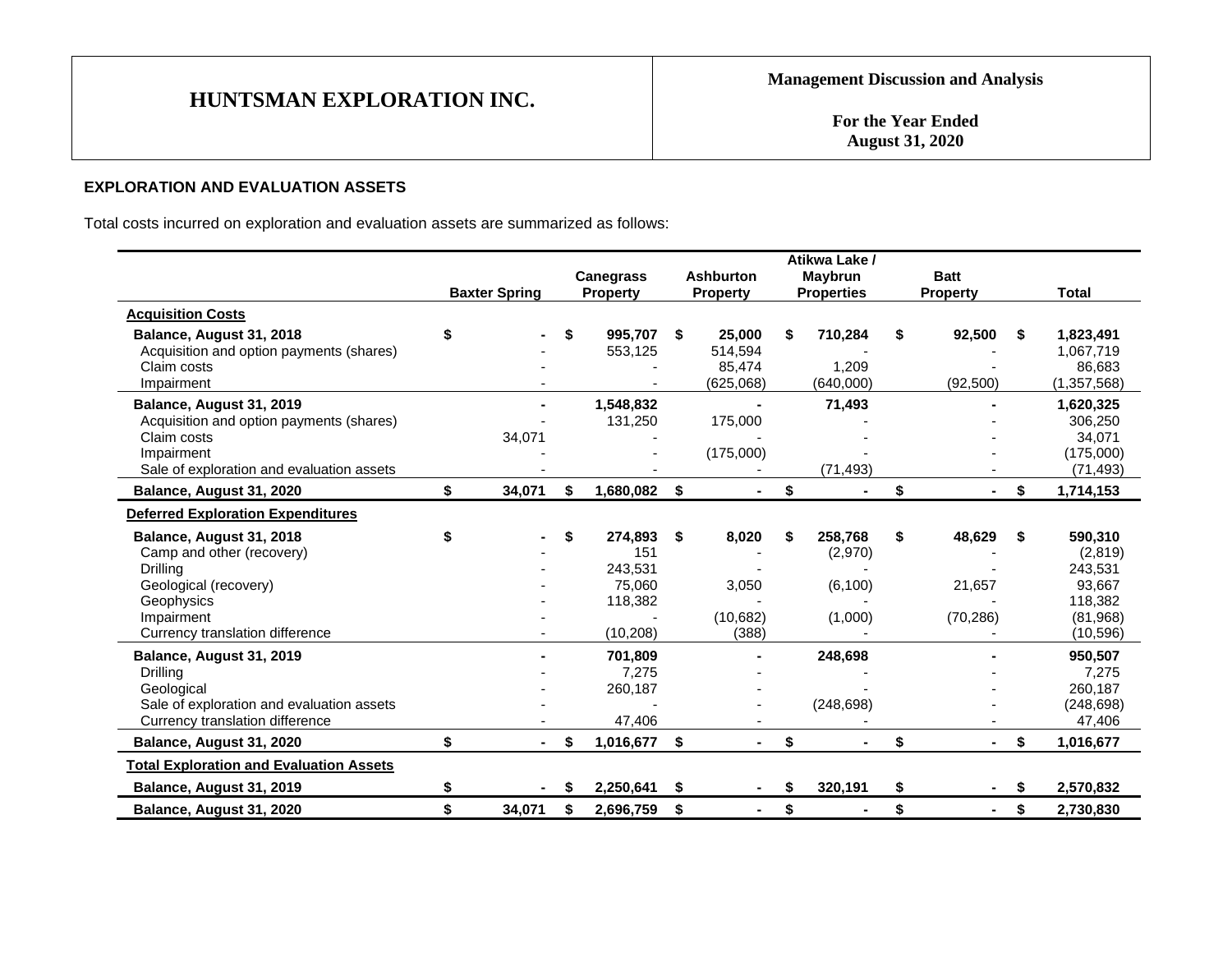## EXPLORATION AND EVALUATION ASSETS

Total costs incurred on exploration and evaluation assets are summarized as follows:

| | Baxter Spring | Canegrass Property | Ashburton Property | Atikwa Lake / Maybrun Properties | Batt Property | Total |
|---|---|---|---|---|---|---|
| **Acquisition Costs** | | | | | | |
| **Balance, August 31, 2018** | **$ -** | **$ 995,707** | **$ 25,000** | **$ 710,284** | **$ 92,500** | **$ 1,823,491** |
| Acquisition and option payments (shares) | - | 553,125 | 514,594 | - | - | 1,067,719 |
| Claim costs | - | - | 85,474 | 1,209 | - | 86,683 |
| Impairment | - | - | (625,068) | (640,000) | (92,500) | (1,357,568) |
| **Balance, August 31, 2019** | **-** | **1,548,832** | **-** | **71,493** | **-** | **1,620,325** |
| Acquisition and option payments (shares) | - | 131,250 | 175,000 | - | - | 306,250 |
| Claim costs | 34,071 | - | - | - | - | 34,071 |
| Impairment | - | - | (175,000) | - | - | (175,000) |
| Sale of exploration and evaluation assets | - | - | - | (71,493) | - | (71,493) |
| **Balance, August 31, 2020** | **$ 34,071** | **$ 1,680,082** | **$ -** | **$ -** | **$ -** | **$ 1,714,153** |
| **Deferred Exploration Expenditures** | | | | | | |
| **Balance, August 31, 2018** | **$ -** | **$ 274,893** | **$ 8,020** | **$ 258,768** | **$ 48,629** | **$ 590,310** |
| Camp and other (recovery) | - | 151 | - | (2,970) | - | (2,819) |
| Drilling | - | 243,531 | - | - | - | 243,531 |
| Geological (recovery) | - | 75,060 | 3,050 | (6,100) | 21,657 | 93,667 |
| Geophysics | - | 118,382 | - | - | - | 118,382 |
| Impairment | - | - | (10,682) | (1,000) | (70,286) | (81,968) |
| Currency translation difference | - | (10,208) | (388) | - | - | (10,596) |
| **Balance, August 31, 2019** | **-** | **701,809** | **-** | **248,698** | **-** | **950,507** |
| Drilling | - | 7,275 | - | - | - | 7,275 |
| Geological | - | 260,187 | - | - | - | 260,187 |
| Sale of exploration and evaluation assets | - | - | - | (248,698) | - | (248,698) |
| Currency translation difference | - | 47,406 | - | - | - | 47,406 |
| **Balance, August 31, 2020** | **$ -** | **$ 1,016,677** | **$ -** | **$ -** | **$ -** | **$ 1,016,677** |
| **Total Exploration and Evaluation Assets** | | | | | | |
| **Balance, August 31, 2019** | **$ -** | **$ 2,250,641** | **$ -** | **$ 320,191** | **$ -** | **$ 2,570,832** |
| **Balance, August 31, 2020** | **$ 34,071** | **$ 2,696,759** | **$ -** | **$ -** | **$ -** | **$ 2,730,830** |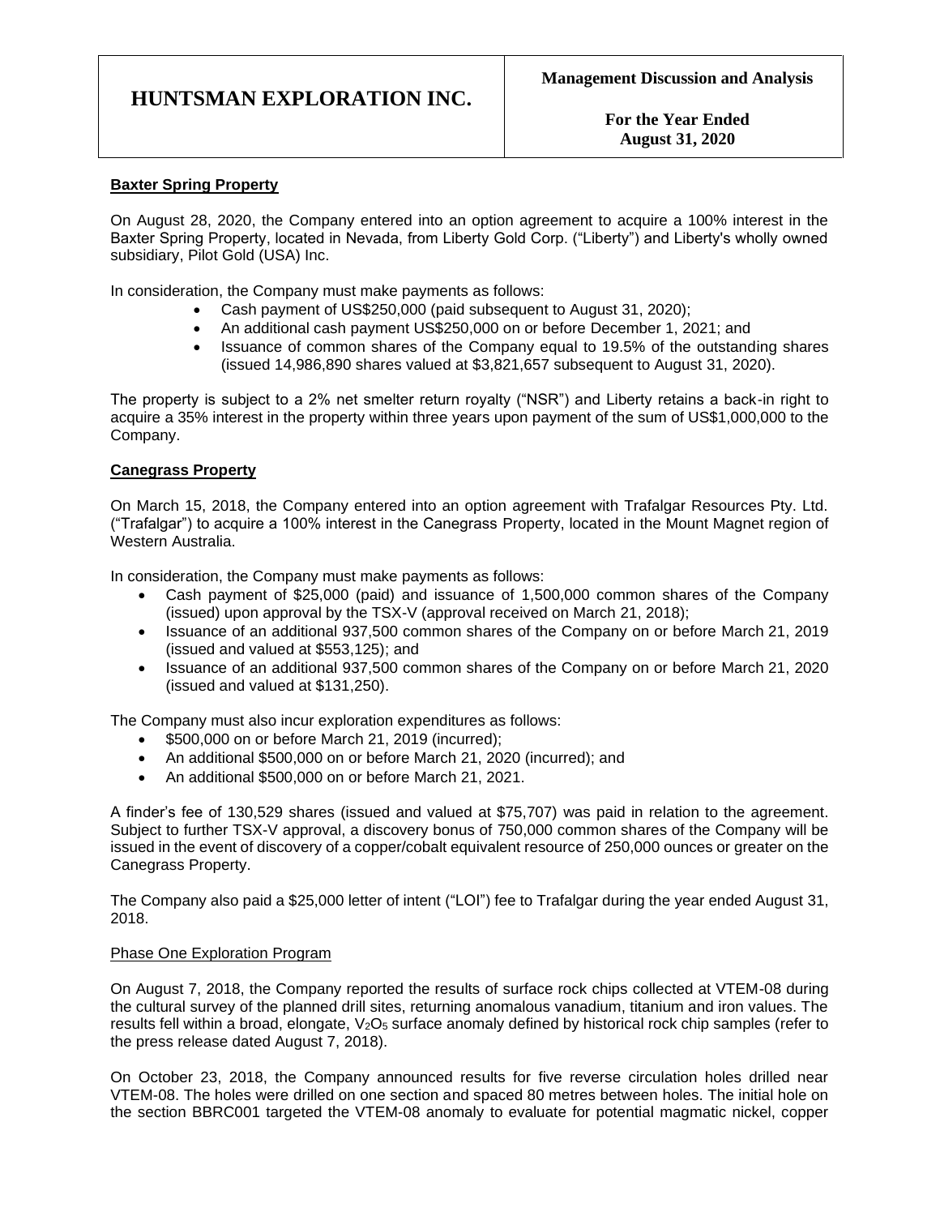### Baxter Spring Property

On August 28, 2020, the Company entered into an option agreement to acquire a 100% interest in the Baxter Spring Property, located in Nevada, from Liberty Gold Corp. ("Liberty") and Liberty's wholly owned subsidiary, Pilot Gold (USA) Inc.

In consideration, the Company must make payments as follows:

- Cash payment of US$250,000 (paid subsequent to August 31, 2020);
- An additional cash payment US$250,000 on or before December 1, 2021; and
- Issuance of common shares of the Company equal to 19.5% of the outstanding shares (issued 14,986,890 shares valued at $3,821,657 subsequent to August 31, 2020).

The property is subject to a 2% net smelter return royalty ("NSR") and Liberty retains a back-in right to acquire a 35% interest in the property within three years upon payment of the sum of US$1,000,000 to the Company.

### Canegrass Property

On March 15, 2018, the Company entered into an option agreement with Trafalgar Resources Pty. Ltd. ("Trafalgar") to acquire a 100% interest in the Canegrass Property, located in the Mount Magnet region of Western Australia.

In consideration, the Company must make payments as follows:

- Cash payment of $25,000 (paid) and issuance of 1,500,000 common shares of the Company (issued) upon approval by the TSX-V (approval received on March 21, 2018);
- Issuance of an additional 937,500 common shares of the Company on or before March 21, 2019 (issued and valued at $553,125); and
- Issuance of an additional 937,500 common shares of the Company on or before March 21, 2020 (issued and valued at $131,250).

The Company must also incur exploration expenditures as follows:

- $500,000 on or before March 21, 2019 (incurred);
- An additional $500,000 on or before March 21, 2020 (incurred); and
- An additional $500,000 on or before March 21, 2021.

A finder's fee of 130,529 shares (issued and valued at $75,707) was paid in relation to the agreement. Subject to further TSX-V approval, a discovery bonus of 750,000 common shares of the Company will be issued in the event of discovery of a copper/cobalt equivalent resource of 250,000 ounces or greater on the Canegrass Property.

The Company also paid a $25,000 letter of intent ("LOI") fee to Trafalgar during the year ended August 31, 2018.

#### Phase One Exploration Program

On August 7, 2018, the Company reported the results of surface rock chips collected at VTEM-08 during the cultural survey of the planned drill sites, returning anomalous vanadium, titanium and iron values. The results fell within a broad, elongate, $V_2O_5$ surface anomaly defined by historical rock chip samples (refer to the press release dated August 7, 2018).

On October 23, 2018, the Company announced results for five reverse circulation holes drilled near VTEM-08. The holes were drilled on one section and spaced 80 metres between holes. The initial hole on the section BBRC001 targeted the VTEM-08 anomaly to evaluate for potential magmatic nickel, copper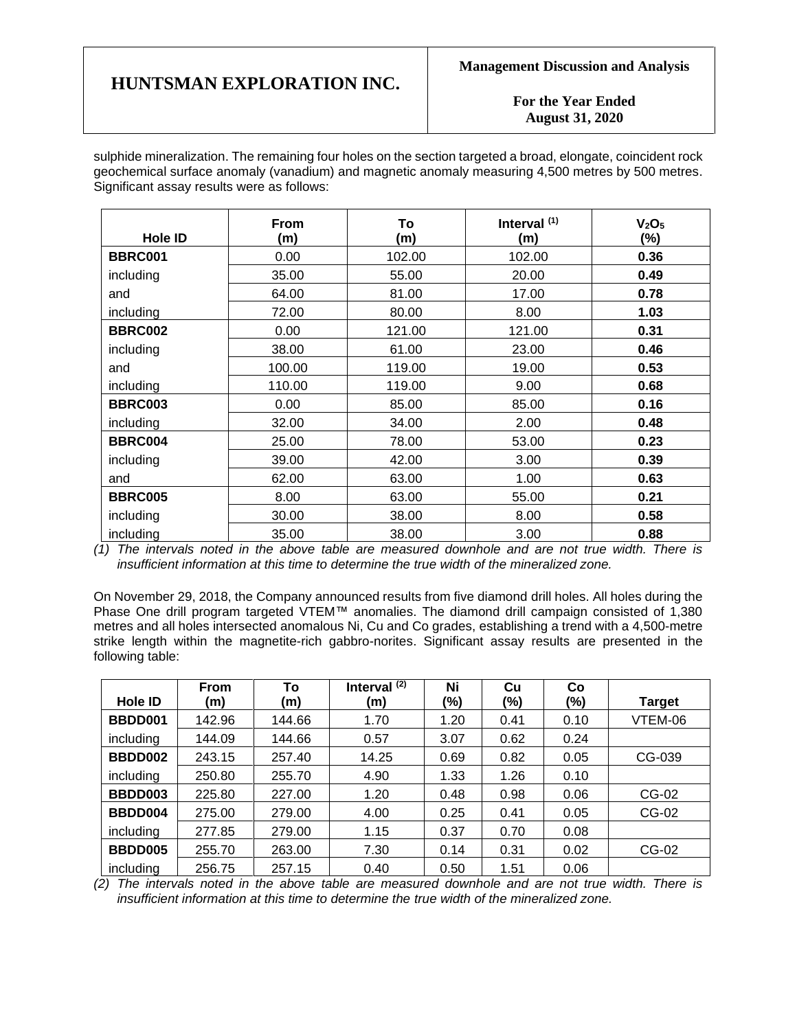sulphide mineralization. The remaining four holes on the section targeted a broad, elongate, coincident rock geochemical surface anomaly (vanadium) and magnetic anomaly measuring 4,500 metres by 500 metres. Significant assay results were as follows:

| Hole ID | From (m) | To (m) | Interval [(1)] (m) | $V_2O_5$ (%) |
|---|---|---|---|---|
| **BBRC001** | 0.00 | 102.00 | 102.00 | **0.36** |
| including | 35.00 | 55.00 | 20.00 | **0.49** |
| and | 64.00 | 81.00 | 17.00 | **0.78** |
| including | 72.00 | 80.00 | 8.00 | **1.03** |
| **BBRC002** | 0.00 | 121.00 | 121.00 | **0.31** |
| including | 38.00 | 61.00 | 23.00 | **0.46** |
| and | 100.00 | 119.00 | 19.00 | **0.53** |
| including | 110.00 | 119.00 | 9.00 | **0.68** |
| **BBRC003** | 0.00 | 85.00 | 85.00 | **0.16** |
| including | 32.00 | 34.00 | 2.00 | **0.48** |
| **BBRC004** | 25.00 | 78.00 | 53.00 | **0.23** |
| including | 39.00 | 42.00 | 3.00 | **0.39** |
| and | 62.00 | 63.00 | 1.00 | **0.63** |
| **BBRC005** | 8.00 | 63.00 | 55.00 | **0.21** |
| including | 30.00 | 38.00 | 8.00 | **0.58** |
| including | 35.00 | 38.00 | 3.00 | **0.88** |

*(1) The intervals noted in the above table are measured downhole and are not true width. There is insufficient information at this time to determine the true width of the mineralized zone.*

On November 29, 2018, the Company announced results from five diamond drill holes. All holes during the Phase One drill program targeted VTEM™ anomalies. The diamond drill campaign consisted of 1,380 metres and all holes intersected anomalous Ni, Cu and Co grades, establishing a trend with a 4,500-metre strike length within the magnetite-rich gabbro-norites. Significant assay results are presented in the following table:

| Hole ID | From (m) | To (m) | Interval [(2)] (m) | Ni (%) | Cu (%) | Co (%) | Target |
|---|---|---|---|---|---|---|---|
| **BBDD001** | 142.96 | 144.66 | 1.70 | 1.20 | 0.41 | 0.10 | VTEM-06 |
| including | 144.09 | 144.66 | 0.57 | 3.07 | 0.62 | 0.24 | |
| **BBDD002** | 243.15 | 257.40 | 14.25 | 0.69 | 0.82 | 0.05 | CG-039 |
| including | 250.80 | 255.70 | 4.90 | 1.33 | 1.26 | 0.10 | |
| **BBDD003** | 225.80 | 227.00 | 1.20 | 0.48 | 0.98 | 0.06 | CG-02 |
| **BBDD004** | 275.00 | 279.00 | 4.00 | 0.25 | 0.41 | 0.05 | CG-02 |
| including | 277.85 | 279.00 | 1.15 | 0.37 | 0.70 | 0.08 | |
| **BBDD005** | 255.70 | 263.00 | 7.30 | 0.14 | 0.31 | 0.02 | CG-02 |
| including | 256.75 | 257.15 | 0.40 | 0.50 | 1.51 | 0.06 | |

*(2) The intervals noted in the above table are measured downhole and are not true width. There is insufficient information at this time to determine the true width of the mineralized zone.*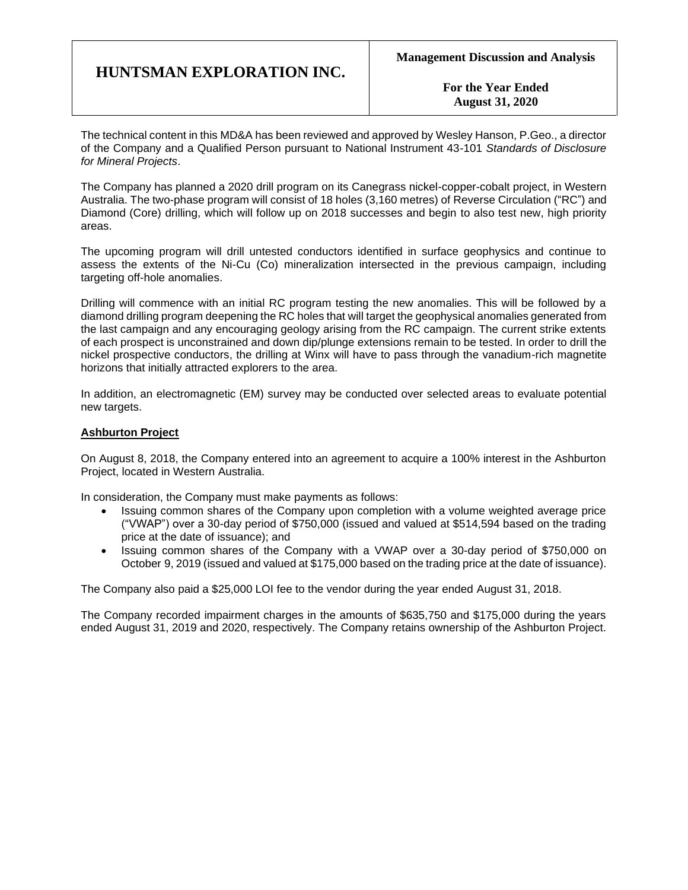The technical content in this MD&A has been reviewed and approved by Wesley Hanson, P.Geo., a director of the Company and a Qualified Person pursuant to National Instrument 43-101 *Standards of Disclosure for Mineral Projects*.

The Company has planned a 2020 drill program on its Canegrass nickel-copper-cobalt project, in Western Australia. The two-phase program will consist of 18 holes (3,160 metres) of Reverse Circulation ("RC") and Diamond (Core) drilling, which will follow up on 2018 successes and begin to also test new, high priority areas.

The upcoming program will drill untested conductors identified in surface geophysics and continue to assess the extents of the Ni-Cu (Co) mineralization intersected in the previous campaign, including targeting off-hole anomalies.

Drilling will commence with an initial RC program testing the new anomalies. This will be followed by a diamond drilling program deepening the RC holes that will target the geophysical anomalies generated from the last campaign and any encouraging geology arising from the RC campaign. The current strike extents of each prospect is unconstrained and down dip/plunge extensions remain to be tested. In order to drill the nickel prospective conductors, the drilling at Winx will have to pass through the vanadium-rich magnetite horizons that initially attracted explorers to the area.

In addition, an electromagnetic (EM) survey may be conducted over selected areas to evaluate potential new targets.

## Ashburton Project

On August 8, 2018, the Company entered into an agreement to acquire a 100% interest in the Ashburton Project, located in Western Australia.

In consideration, the Company must make payments as follows:

- Issuing common shares of the Company upon completion with a volume weighted average price ("VWAP") over a 30-day period of $750,000 (issued and valued at $514,594 based on the trading price at the date of issuance); and
- Issuing common shares of the Company with a VWAP over a 30-day period of $750,000 on October 9, 2019 (issued and valued at $175,000 based on the trading price at the date of issuance).

The Company also paid a $25,000 LOI fee to the vendor during the year ended August 31, 2018.

The Company recorded impairment charges in the amounts of $635,750 and $175,000 during the years ended August 31, 2019 and 2020, respectively. The Company retains ownership of the Ashburton Project.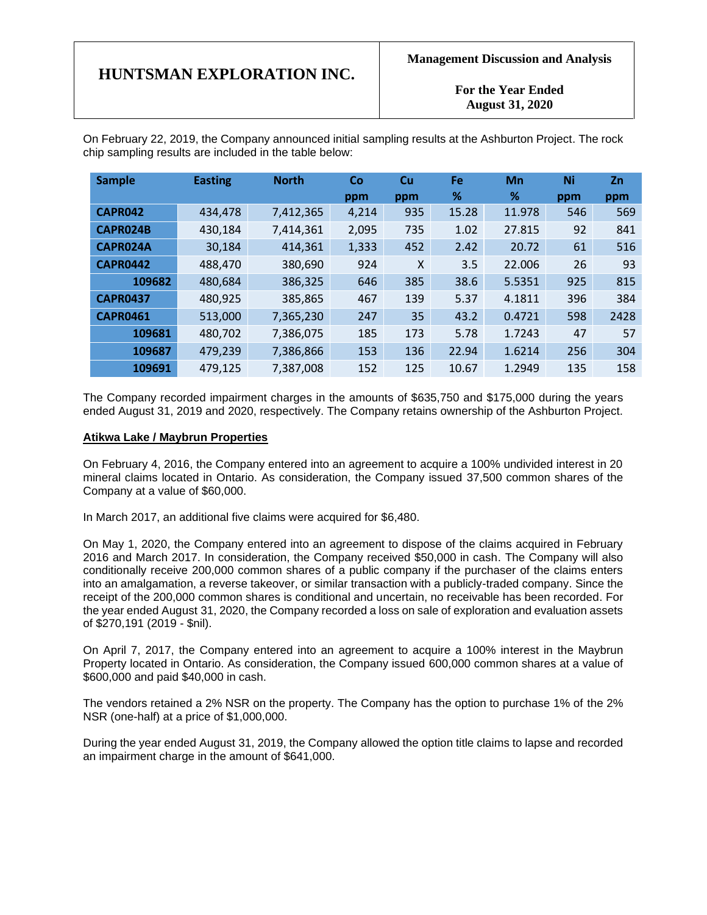On February 22, 2019, the Company announced initial sampling results at the Ashburton Project. The rock chip sampling results are included in the table below:

| Sample | Easting | North | Co ppm | Cu ppm | Fe % | Mn % | Ni ppm | Zn ppm |
|---|---|---|---|---|---|---|---|---|
| CAPR042 | 434,478 | 7,412,365 | 4,214 | 935 | 15.28 | 11.978 | 546 | 569 |
| CAPR024B | 430,184 | 7,414,361 | 2,095 | 735 | 1.02 | 27.815 | 92 | 841 |
| CAPR024A | 30,184 | 414,361 | 1,333 | 452 | 2.42 | 20.72 | 61 | 516 |
| CAPR0442 | 488,470 | 380,690 | 924 | X | 3.5 | 22.006 | 26 | 93 |
| 109682 | 480,684 | 386,325 | 646 | 385 | 38.6 | 5.5351 | 925 | 815 |
| CAPR0437 | 480,925 | 385,865 | 467 | 139 | 5.37 | 4.1811 | 396 | 384 |
| CAPR0461 | 513,000 | 7,365,230 | 247 | 35 | 43.2 | 0.4721 | 598 | 2428 |
| 109681 | 480,702 | 7,386,075 | 185 | 173 | 5.78 | 1.7243 | 47 | 57 |
| 109687 | 479,239 | 7,386,866 | 153 | 136 | 22.94 | 1.6214 | 256 | 304 |
| 109691 | 479,125 | 7,387,008 | 152 | 125 | 10.67 | 1.2949 | 135 | 158 |

The Company recorded impairment charges in the amounts of $635,750 and $175,000 during the years ended August 31, 2019 and 2020, respectively. The Company retains ownership of the Ashburton Project.

**Atikwa Lake / Maybrun Properties**

On February 4, 2016, the Company entered into an agreement to acquire a 100% undivided interest in 20 mineral claims located in Ontario. As consideration, the Company issued 37,500 common shares of the Company at a value of $60,000.

In March 2017, an additional five claims were acquired for $6,480.

On May 1, 2020, the Company entered into an agreement to dispose of the claims acquired in February 2016 and March 2017. In consideration, the Company received $50,000 in cash. The Company will also conditionally receive 200,000 common shares of a public company if the purchaser of the claims enters into an amalgamation, a reverse takeover, or similar transaction with a publicly-traded company. Since the receipt of the 200,000 common shares is conditional and uncertain, no receivable has been recorded. For the year ended August 31, 2020, the Company recorded a loss on sale of exploration and evaluation assets of $270,191 (2019 - $nil).

On April 7, 2017, the Company entered into an agreement to acquire a 100% interest in the Maybrun Property located in Ontario. As consideration, the Company issued 600,000 common shares at a value of $600,000 and paid $40,000 in cash.

The vendors retained a 2% NSR on the property. The Company has the option to purchase 1% of the 2% NSR (one-half) at a price of $1,000,000.

During the year ended August 31, 2019, the Company allowed the option title claims to lapse and recorded an impairment charge in the amount of $641,000.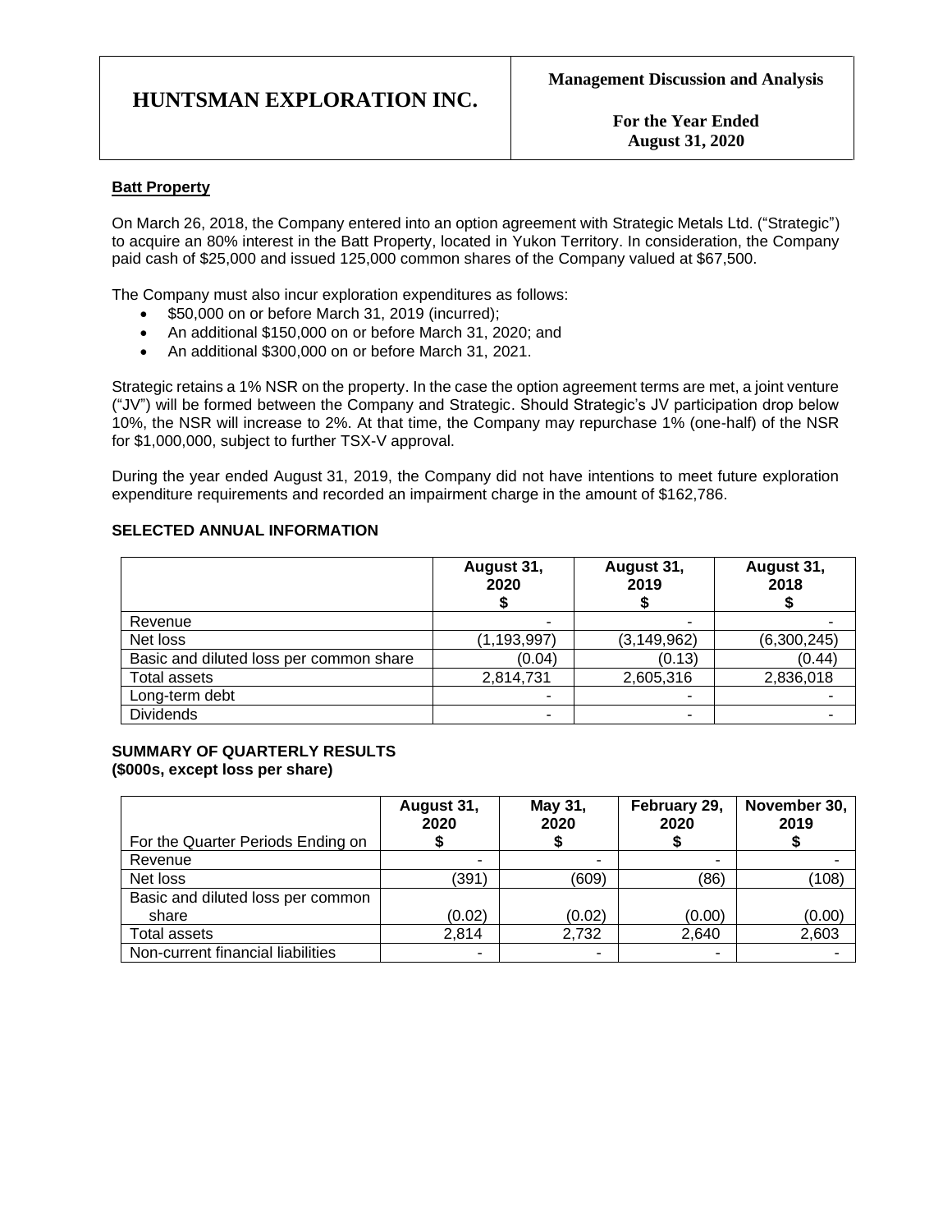### Batt Property

On March 26, 2018, the Company entered into an option agreement with Strategic Metals Ltd. ("Strategic") to acquire an 80% interest in the Batt Property, located in Yukon Territory. In consideration, the Company paid cash of $25,000 and issued 125,000 common shares of the Company valued at $67,500.

The Company must also incur exploration expenditures as follows:

- $50,000 on or before March 31, 2019 (incurred);
- An additional $150,000 on or before March 31, 2020; and
- An additional $300,000 on or before March 31, 2021.

Strategic retains a 1% NSR on the property. In the case the option agreement terms are met, a joint venture ("JV") will be formed between the Company and Strategic. Should Strategic's JV participation drop below 10%, the NSR will increase to 2%. At that time, the Company may repurchase 1% (one-half) of the NSR for $1,000,000, subject to further TSX-V approval.

During the year ended August 31, 2019, the Company did not have intentions to meet future exploration expenditure requirements and recorded an impairment charge in the amount of $162,786.

## SELECTED ANNUAL INFORMATION

| | August 31, 2020 $ | August 31, 2019 $ | August 31, 2018 $ |
|---|---|---|---|
| Revenue | - | - | - |
| Net loss | (1,193,997) | (3,149,962) | (6,300,245) |
| Basic and diluted loss per common share | (0.04) | (0.13) | (0.44) |
| Total assets | 2,814,731 | 2,605,316 | 2,836,018 |
| Long-term debt | - | - | - |
| Dividends | - | - | - |

## SUMMARY OF QUARTERLY RESULTS
**($000s, except loss per share)**

| For the Quarter Periods Ending on | August 31, 2020 $ | May 31, 2020 $ | February 29, 2020 $ | November 30, 2019 $ |
|---|---|---|---|---|
| Revenue | - | - | - | - |
| Net loss | (391) | (609) | (86) | (108) |
| Basic and diluted loss per common share | (0.02) | (0.02) | (0.00) | (0.00) |
| Total assets | 2,814 | 2,732 | 2,640 | 2,603 |
| Non-current financial liabilities | - | - | - | - |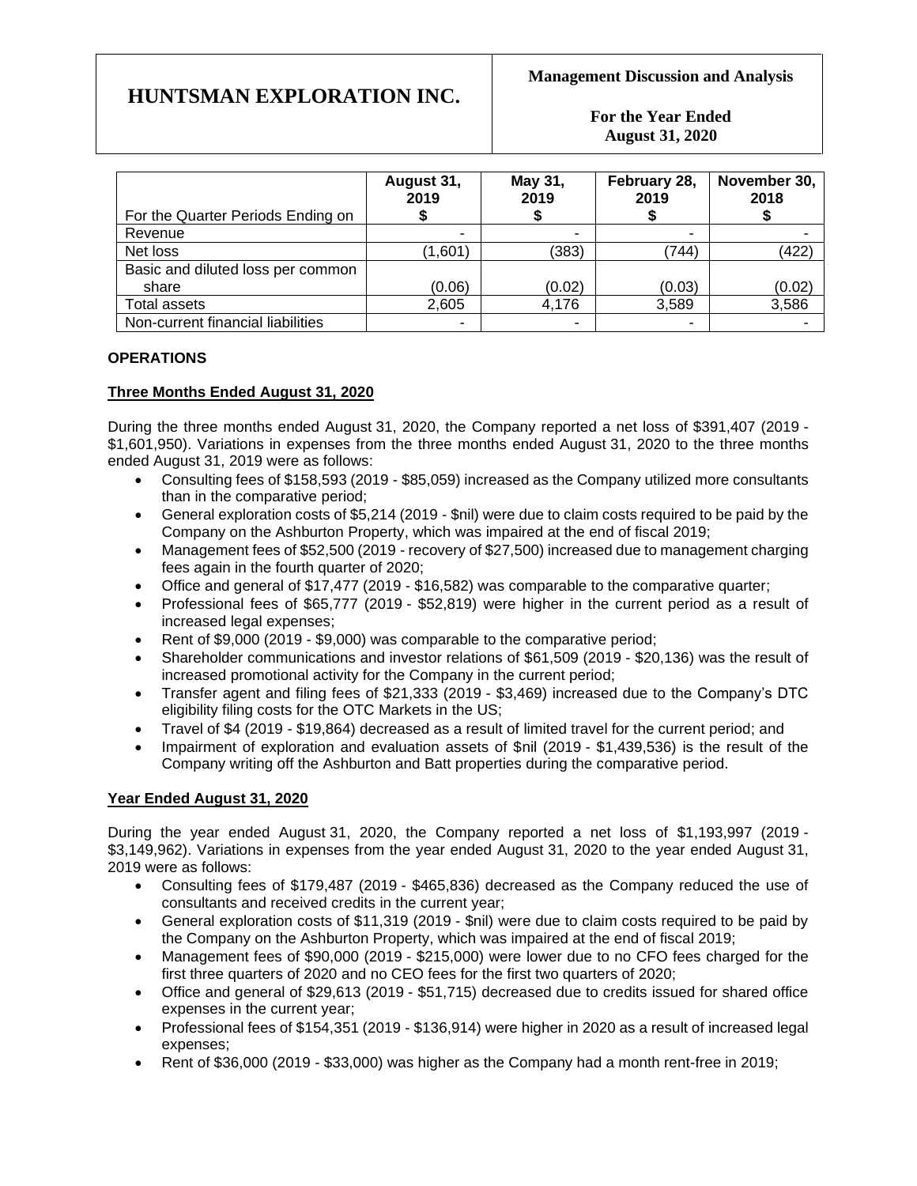| For the Quarter Periods Ending on | August 31, 2019 $ | May 31, 2019 $ | February 28, 2019 $ | November 30, 2018 $ |
|---|---|---|---|---|
| Revenue | - | - | - | - |
| Net loss | (1,601) | (383) | (744) | (422) |
| Basic and diluted loss per common share | (0.06) | (0.02) | (0.03) | (0.02) |
| Total assets | 2,605 | 4,176 | 3,589 | 3,586 |
| Non-current financial liabilities | - | - | - | - |

## OPERATIONS

### Three Months Ended August 31, 2020

During the three months ended August 31, 2020, the Company reported a net loss of $391,407 (2019 - $1,601,950). Variations in expenses from the three months ended August 31, 2020 to the three months ended August 31, 2019 were as follows:

- Consulting fees of $158,593 (2019 - $85,059) increased as the Company utilized more consultants than in the comparative period;
- General exploration costs of $5,214 (2019 - $nil) were due to claim costs required to be paid by the Company on the Ashburton Property, which was impaired at the end of fiscal 2019;
- Management fees of $52,500 (2019 - recovery of $27,500) increased due to management charging fees again in the fourth quarter of 2020;
- Office and general of $17,477 (2019 - $16,582) was comparable to the comparative quarter;
- Professional fees of $65,777 (2019 - $52,819) were higher in the current period as a result of increased legal expenses;
- Rent of $9,000 (2019 - $9,000) was comparable to the comparative period;
- Shareholder communications and investor relations of $61,509 (2019 - $20,136) was the result of increased promotional activity for the Company in the current period;
- Transfer agent and filing fees of $21,333 (2019 - $3,469) increased due to the Company's DTC eligibility filing costs for the OTC Markets in the US;
- Travel of $4 (2019 - $19,864) decreased as a result of limited travel for the current period; and
- Impairment of exploration and evaluation assets of $nil (2019 - $1,439,536) is the result of the Company writing off the Ashburton and Batt properties during the comparative period.

### Year Ended August 31, 2020

During the year ended August 31, 2020, the Company reported a net loss of $1,193,997 (2019 - $3,149,962). Variations in expenses from the year ended August 31, 2020 to the year ended August 31, 2019 were as follows:

- Consulting fees of $179,487 (2019 - $465,836) decreased as the Company reduced the use of consultants and received credits in the current year;
- General exploration costs of $11,319 (2019 - $nil) were due to claim costs required to be paid by the Company on the Ashburton Property, which was impaired at the end of fiscal 2019;
- Management fees of $90,000 (2019 - $215,000) were lower due to no CFO fees charged for the first three quarters of 2020 and no CEO fees for the first two quarters of 2020;
- Office and general of $29,613 (2019 - $51,715) decreased due to credits issued for shared office expenses in the current year;
- Professional fees of $154,351 (2019 - $136,914) were higher in 2020 as a result of increased legal expenses;
- Rent of $36,000 (2019 - $33,000) was higher as the Company had a month rent-free in 2019;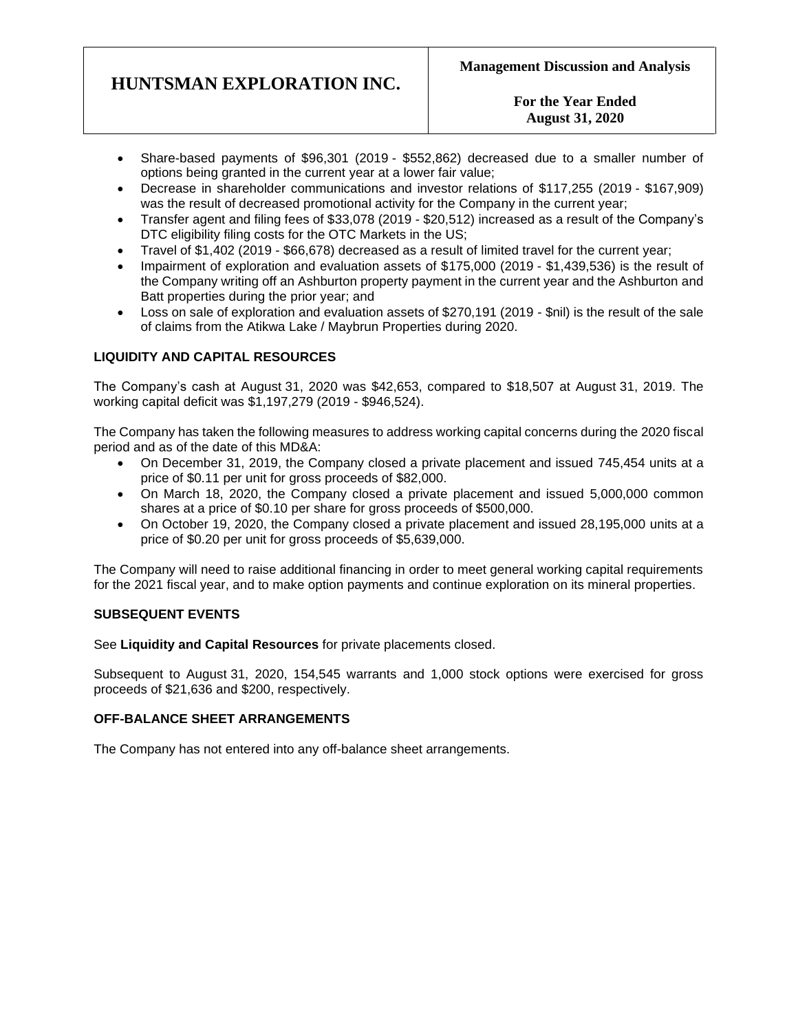- Share-based payments of $96,301 (2019 - $552,862) decreased due to a smaller number of options being granted in the current year at a lower fair value;
- Decrease in shareholder communications and investor relations of $117,255 (2019 - $167,909) was the result of decreased promotional activity for the Company in the current year;
- Transfer agent and filing fees of $33,078 (2019 - $20,512) increased as a result of the Company's DTC eligibility filing costs for the OTC Markets in the US;
- Travel of $1,402 (2019 - $66,678) decreased as a result of limited travel for the current year;
- Impairment of exploration and evaluation assets of $175,000 (2019 - $1,439,536) is the result of the Company writing off an Ashburton property payment in the current year and the Ashburton and Batt properties during the prior year; and
- Loss on sale of exploration and evaluation assets of $270,191 (2019 - $nil) is the result of the sale of claims from the Atikwa Lake / Maybrun Properties during 2020.

## LIQUIDITY AND CAPITAL RESOURCES

The Company's cash at August 31, 2020 was $42,653, compared to $18,507 at August 31, 2019. The working capital deficit was $1,197,279 (2019 - $946,524).

The Company has taken the following measures to address working capital concerns during the 2020 fiscal period and as of the date of this MD&A:

- On December 31, 2019, the Company closed a private placement and issued 745,454 units at a price of $0.11 per unit for gross proceeds of $82,000.
- On March 18, 2020, the Company closed a private placement and issued 5,000,000 common shares at a price of $0.10 per share for gross proceeds of $500,000.
- On October 19, 2020, the Company closed a private placement and issued 28,195,000 units at a price of $0.20 per unit for gross proceeds of $5,639,000.

The Company will need to raise additional financing in order to meet general working capital requirements for the 2021 fiscal year, and to make option payments and continue exploration on its mineral properties.

## SUBSEQUENT EVENTS

See **Liquidity and Capital Resources** for private placements closed.

Subsequent to August 31, 2020, 154,545 warrants and 1,000 stock options were exercised for gross proceeds of $21,636 and $200, respectively.

## OFF-BALANCE SHEET ARRANGEMENTS

The Company has not entered into any off-balance sheet arrangements.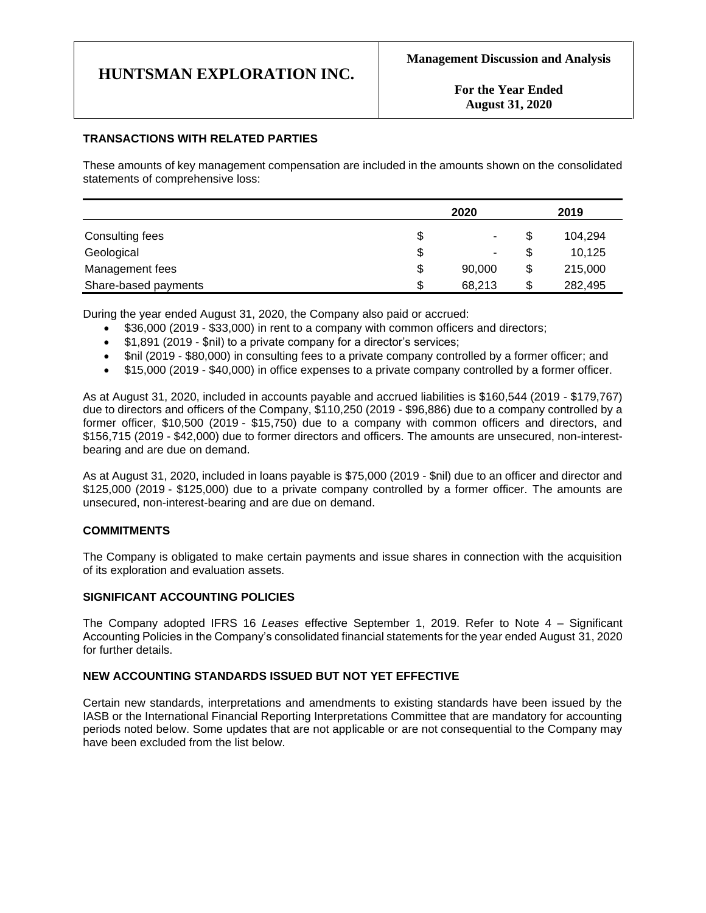## TRANSACTIONS WITH RELATED PARTIES

These amounts of key management compensation are included in the amounts shown on the consolidated statements of comprehensive loss:

| | 2020 | 2019 |
|---|---|---|
| Consulting fees | $ - | $ 104,294 |
| Geological | $ - | $ 10,125 |
| Management fees | $ 90,000 | $ 215,000 |
| Share-based payments | $ 68,213 | $ 282,495 |

During the year ended August 31, 2020, the Company also paid or accrued:

- $36,000 (2019 - $33,000) in rent to a company with common officers and directors;
- $1,891 (2019 - $nil) to a private company for a director's services;
- $nil (2019 - $80,000) in consulting fees to a private company controlled by a former officer; and
- $15,000 (2019 - $40,000) in office expenses to a private company controlled by a former officer.

As at August 31, 2020, included in accounts payable and accrued liabilities is $160,544 (2019 - $179,767) due to directors and officers of the Company, $110,250 (2019 - $96,886) due to a company controlled by a former officer, $10,500 (2019 - $15,750) due to a company with common officers and directors, and $156,715 (2019 - $42,000) due to former directors and officers. The amounts are unsecured, non-interest-bearing and are due on demand.

As at August 31, 2020, included in loans payable is $75,000 (2019 - $nil) due to an officer and director and $125,000 (2019 - $125,000) due to a private company controlled by a former officer. The amounts are unsecured, non-interest-bearing and are due on demand.

## COMMITMENTS

The Company is obligated to make certain payments and issue shares in connection with the acquisition of its exploration and evaluation assets.

## SIGNIFICANT ACCOUNTING POLICIES

The Company adopted IFRS 16 *Leases* effective September 1, 2019. Refer to Note 4 – Significant Accounting Policies in the Company's consolidated financial statements for the year ended August 31, 2020 for further details.

## NEW ACCOUNTING STANDARDS ISSUED BUT NOT YET EFFECTIVE

Certain new standards, interpretations and amendments to existing standards have been issued by the IASB or the International Financial Reporting Interpretations Committee that are mandatory for accounting periods noted below. Some updates that are not applicable or are not consequential to the Company may have been excluded from the list below.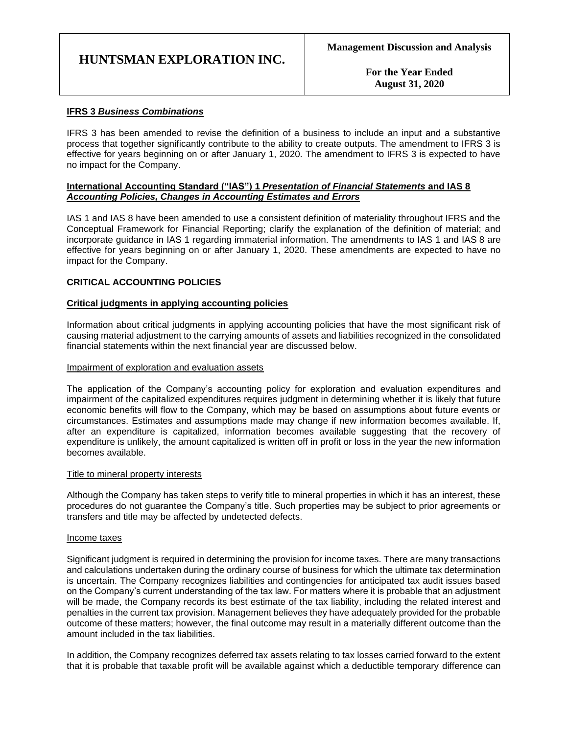#### **IFRS 3 *Business Combinations***

IFRS 3 has been amended to revise the definition of a business to include an input and a substantive process that together significantly contribute to the ability to create outputs. The amendment to IFRS 3 is effective for years beginning on or after January 1, 2020. The amendment to IFRS 3 is expected to have no impact for the Company.

#### **International Accounting Standard ("IAS") 1 *Presentation of Financial Statements* and IAS 8 *Accounting Policies, Changes in Accounting Estimates and Errors***

IAS 1 and IAS 8 have been amended to use a consistent definition of materiality throughout IFRS and the Conceptual Framework for Financial Reporting; clarify the explanation of the definition of material; and incorporate guidance in IAS 1 regarding immaterial information. The amendments to IAS 1 and IAS 8 are effective for years beginning on or after January 1, 2020. These amendments are expected to have no impact for the Company.

## **CRITICAL ACCOUNTING POLICIES**

### **Critical judgments in applying accounting policies**

Information about critical judgments in applying accounting policies that have the most significant risk of causing material adjustment to the carrying amounts of assets and liabilities recognized in the consolidated financial statements within the next financial year are discussed below.

#### Impairment of exploration and evaluation assets

The application of the Company's accounting policy for exploration and evaluation expenditures and impairment of the capitalized expenditures requires judgment in determining whether it is likely that future economic benefits will flow to the Company, which may be based on assumptions about future events or circumstances. Estimates and assumptions made may change if new information becomes available. If, after an expenditure is capitalized, information becomes available suggesting that the recovery of expenditure is unlikely, the amount capitalized is written off in profit or loss in the year the new information becomes available.

#### Title to mineral property interests

Although the Company has taken steps to verify title to mineral properties in which it has an interest, these procedures do not guarantee the Company's title. Such properties may be subject to prior agreements or transfers and title may be affected by undetected defects.

#### Income taxes

Significant judgment is required in determining the provision for income taxes. There are many transactions and calculations undertaken during the ordinary course of business for which the ultimate tax determination is uncertain. The Company recognizes liabilities and contingencies for anticipated tax audit issues based on the Company's current understanding of the tax law. For matters where it is probable that an adjustment will be made, the Company records its best estimate of the tax liability, including the related interest and penalties in the current tax provision. Management believes they have adequately provided for the probable outcome of these matters; however, the final outcome may result in a materially different outcome than the amount included in the tax liabilities.

In addition, the Company recognizes deferred tax assets relating to tax losses carried forward to the extent that it is probable that taxable profit will be available against which a deductible temporary difference can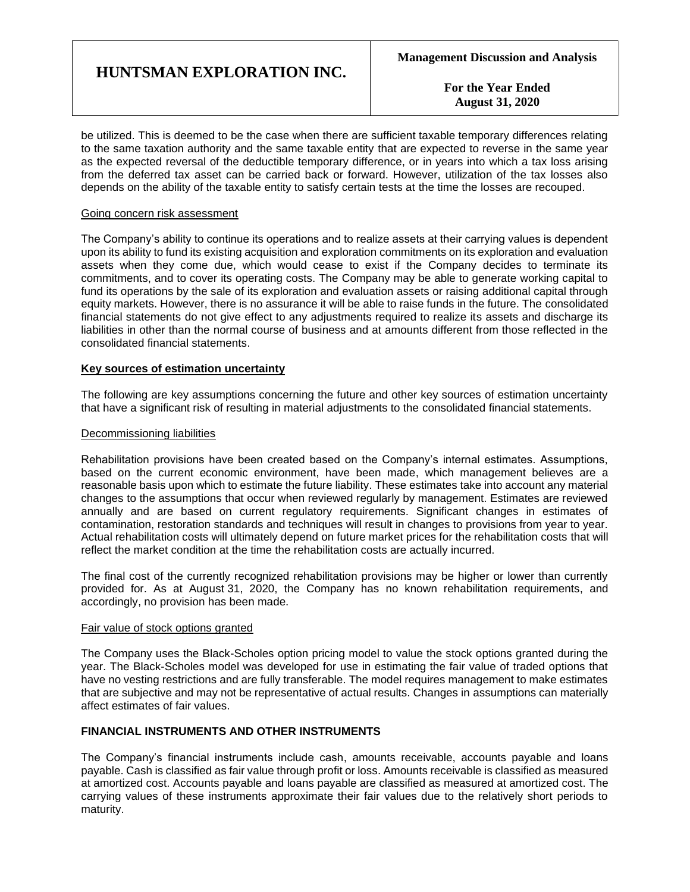be utilized. This is deemed to be the case when there are sufficient taxable temporary differences relating to the same taxation authority and the same taxable entity that are expected to reverse in the same year as the expected reversal of the deductible temporary difference, or in years into which a tax loss arising from the deferred tax asset can be carried back or forward. However, utilization of the tax losses also depends on the ability of the taxable entity to satisfy certain tests at the time the losses are recouped.

Going concern risk assessment

The Company's ability to continue its operations and to realize assets at their carrying values is dependent upon its ability to fund its existing acquisition and exploration commitments on its exploration and evaluation assets when they come due, which would cease to exist if the Company decides to terminate its commitments, and to cover its operating costs. The Company may be able to generate working capital to fund its operations by the sale of its exploration and evaluation assets or raising additional capital through equity markets. However, there is no assurance it will be able to raise funds in the future. The consolidated financial statements do not give effect to any adjustments required to realize its assets and discharge its liabilities in other than the normal course of business and at amounts different from those reflected in the consolidated financial statements.

**Key sources of estimation uncertainty**

The following are key assumptions concerning the future and other key sources of estimation uncertainty that have a significant risk of resulting in material adjustments to the consolidated financial statements.

Decommissioning liabilities

Rehabilitation provisions have been created based on the Company's internal estimates. Assumptions, based on the current economic environment, have been made, which management believes are a reasonable basis upon which to estimate the future liability. These estimates take into account any material changes to the assumptions that occur when reviewed regularly by management. Estimates are reviewed annually and are based on current regulatory requirements. Significant changes in estimates of contamination, restoration standards and techniques will result in changes to provisions from year to year. Actual rehabilitation costs will ultimately depend on future market prices for the rehabilitation costs that will reflect the market condition at the time the rehabilitation costs are actually incurred.

The final cost of the currently recognized rehabilitation provisions may be higher or lower than currently provided for. As at August 31, 2020, the Company has no known rehabilitation requirements, and accordingly, no provision has been made.

Fair value of stock options granted

The Company uses the Black-Scholes option pricing model to value the stock options granted during the year. The Black-Scholes model was developed for use in estimating the fair value of traded options that have no vesting restrictions and are fully transferable. The model requires management to make estimates that are subjective and may not be representative of actual results. Changes in assumptions can materially affect estimates of fair values.

## FINANCIAL INSTRUMENTS AND OTHER INSTRUMENTS

The Company's financial instruments include cash, amounts receivable, accounts payable and loans payable. Cash is classified as fair value through profit or loss. Amounts receivable is classified as measured at amortized cost. Accounts payable and loans payable are classified as measured at amortized cost. The carrying values of these instruments approximate their fair values due to the relatively short periods to maturity.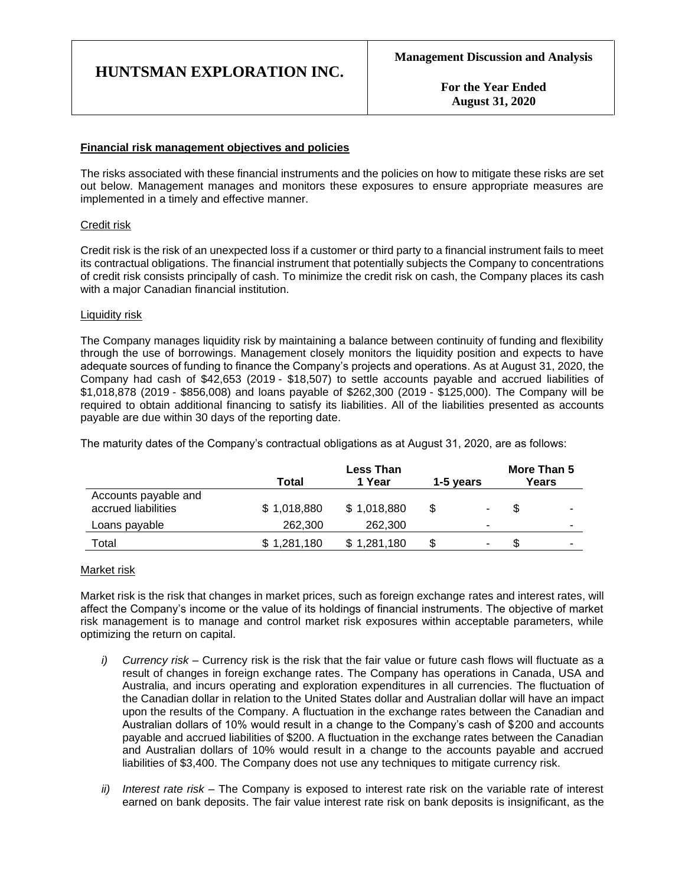**Financial risk management objectives and policies**

The risks associated with these financial instruments and the policies on how to mitigate these risks are set out below. Management manages and monitors these exposures to ensure appropriate measures are implemented in a timely and effective manner.

Credit risk

Credit risk is the risk of an unexpected loss if a customer or third party to a financial instrument fails to meet its contractual obligations. The financial instrument that potentially subjects the Company to concentrations of credit risk consists principally of cash. To minimize the credit risk on cash, the Company places its cash with a major Canadian financial institution.

Liquidity risk

The Company manages liquidity risk by maintaining a balance between continuity of funding and flexibility through the use of borrowings. Management closely monitors the liquidity position and expects to have adequate sources of funding to finance the Company's projects and operations. As at August 31, 2020, the Company had cash of $42,653 (2019 - $18,507) to settle accounts payable and accrued liabilities of $1,018,878 (2019 - $856,008) and loans payable of $262,300 (2019 - $125,000). The Company will be required to obtain additional financing to satisfy its liabilities. All of the liabilities presented as accounts payable are due within 30 days of the reporting date.

The maturity dates of the Company's contractual obligations as at August 31, 2020, are as follows:

| | Total | Less Than 1 Year | 1-5 years | More Than 5 Years |
|---|---|---|---|---|
| Accounts payable and accrued liabilities | $ 1,018,880 | $ 1,018,880 | $ - | $ - |
| Loans payable | 262,300 | 262,300 | - | - |
| Total | $ 1,281,180 | $ 1,281,180 | $ - | $ - |

Market risk

Market risk is the risk that changes in market prices, such as foreign exchange rates and interest rates, will affect the Company's income or the value of its holdings of financial instruments. The objective of market risk management is to manage and control market risk exposures within acceptable parameters, while optimizing the return on capital.

- *i) Currency risk* – Currency risk is the risk that the fair value or future cash flows will fluctuate as a result of changes in foreign exchange rates. The Company has operations in Canada, USA and Australia, and incurs operating and exploration expenditures in all currencies. The fluctuation of the Canadian dollar in relation to the United States dollar and Australian dollar will have an impact upon the results of the Company. A fluctuation in the exchange rates between the Canadian and Australian dollars of 10% would result in a change to the Company's cash of $200 and accounts payable and accrued liabilities of $200. A fluctuation in the exchange rates between the Canadian and Australian dollars of 10% would result in a change to the accounts payable and accrued liabilities of $3,400. The Company does not use any techniques to mitigate currency risk.

- *ii) Interest rate risk* – The Company is exposed to interest rate risk on the variable rate of interest earned on bank deposits. The fair value interest rate risk on bank deposits is insignificant, as the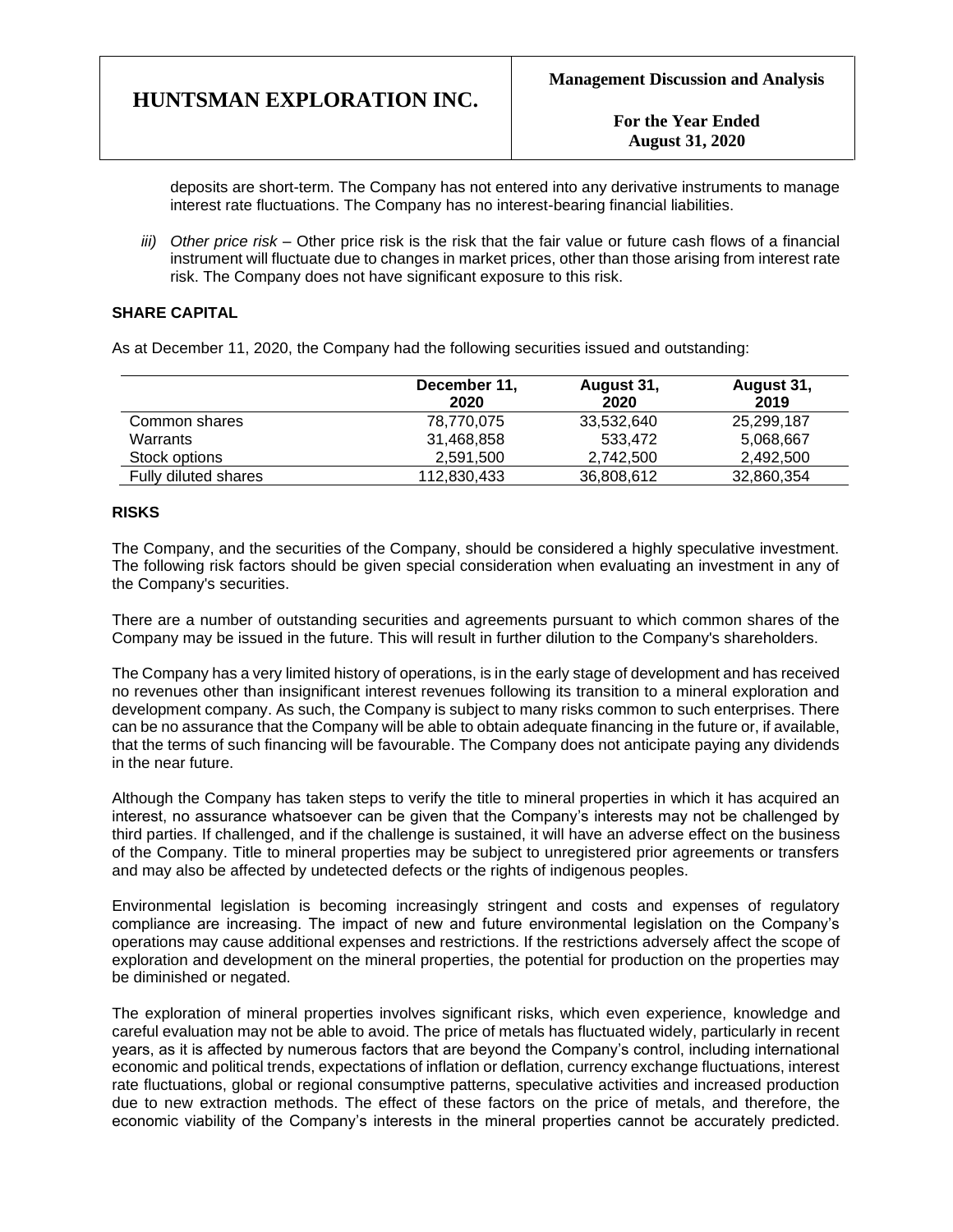deposits are short-term. The Company has not entered into any derivative instruments to manage interest rate fluctuations. The Company has no interest-bearing financial liabilities.

*iii) Other price risk* – Other price risk is the risk that the fair value or future cash flows of a financial instrument will fluctuate due to changes in market prices, other than those arising from interest rate risk. The Company does not have significant exposure to this risk.

## SHARE CAPITAL

As at December 11, 2020, the Company had the following securities issued and outstanding:

| | December 11, 2020 | August 31, 2020 | August 31, 2019 |
|---|---|---|---|
| Common shares | 78,770,075 | 33,532,640 | 25,299,187 |
| Warrants | 31,468,858 | 533,472 | 5,068,667 |
| Stock options | 2,591,500 | 2,742,500 | 2,492,500 |
| Fully diluted shares | 112,830,433 | 36,808,612 | 32,860,354 |

## RISKS

The Company, and the securities of the Company, should be considered a highly speculative investment. The following risk factors should be given special consideration when evaluating an investment in any of the Company's securities.

There are a number of outstanding securities and agreements pursuant to which common shares of the Company may be issued in the future. This will result in further dilution to the Company's shareholders.

The Company has a very limited history of operations, is in the early stage of development and has received no revenues other than insignificant interest revenues following its transition to a mineral exploration and development company. As such, the Company is subject to many risks common to such enterprises. There can be no assurance that the Company will be able to obtain adequate financing in the future or, if available, that the terms of such financing will be favourable. The Company does not anticipate paying any dividends in the near future.

Although the Company has taken steps to verify the title to mineral properties in which it has acquired an interest, no assurance whatsoever can be given that the Company's interests may not be challenged by third parties. If challenged, and if the challenge is sustained, it will have an adverse effect on the business of the Company. Title to mineral properties may be subject to unregistered prior agreements or transfers and may also be affected by undetected defects or the rights of indigenous peoples.

Environmental legislation is becoming increasingly stringent and costs and expenses of regulatory compliance are increasing. The impact of new and future environmental legislation on the Company's operations may cause additional expenses and restrictions. If the restrictions adversely affect the scope of exploration and development on the mineral properties, the potential for production on the properties may be diminished or negated.

The exploration of mineral properties involves significant risks, which even experience, knowledge and careful evaluation may not be able to avoid. The price of metals has fluctuated widely, particularly in recent years, as it is affected by numerous factors that are beyond the Company's control, including international economic and political trends, expectations of inflation or deflation, currency exchange fluctuations, interest rate fluctuations, global or regional consumptive patterns, speculative activities and increased production due to new extraction methods. The effect of these factors on the price of metals, and therefore, the economic viability of the Company's interests in the mineral properties cannot be accurately predicted.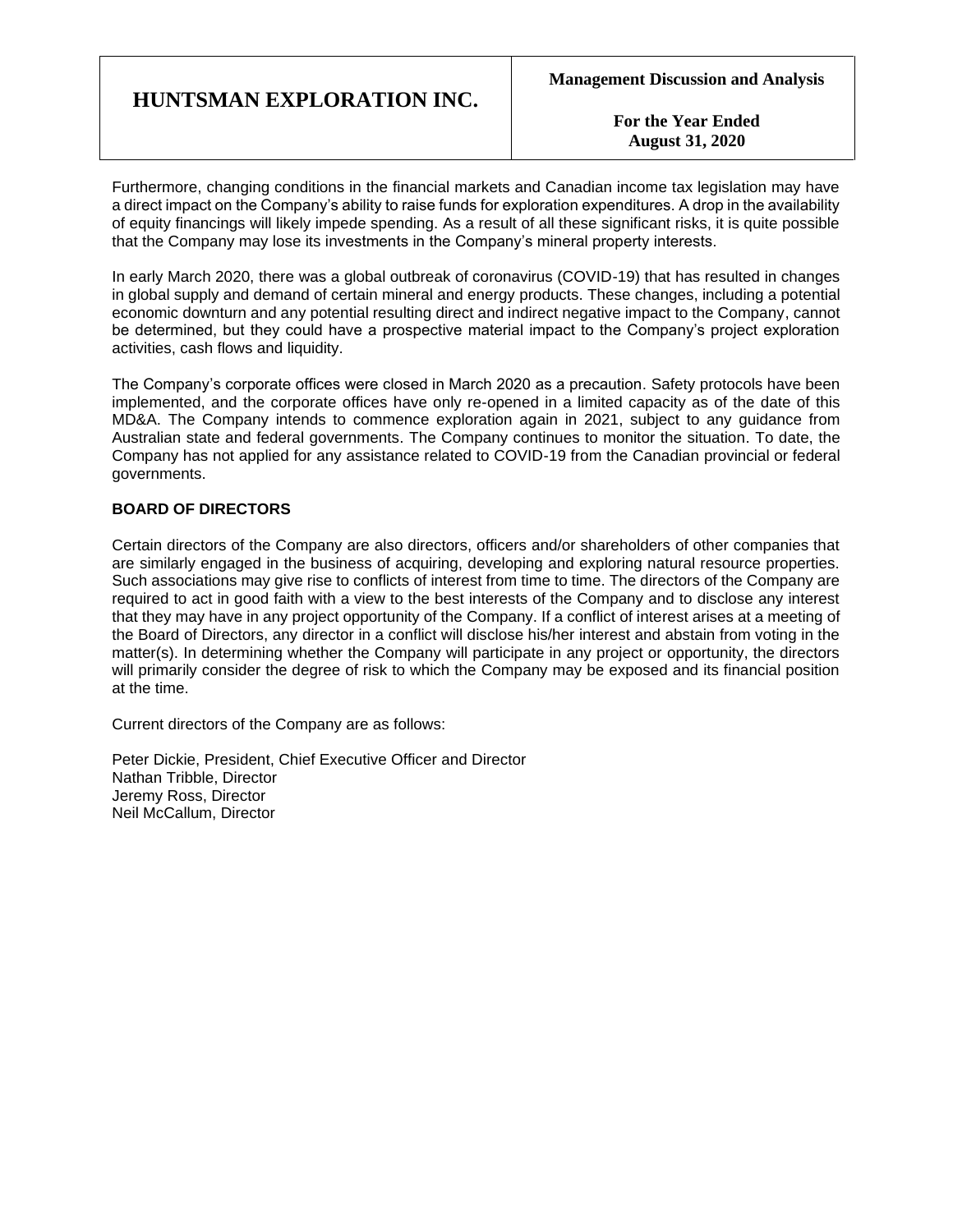Furthermore, changing conditions in the financial markets and Canadian income tax legislation may have a direct impact on the Company's ability to raise funds for exploration expenditures. A drop in the availability of equity financings will likely impede spending. As a result of all these significant risks, it is quite possible that the Company may lose its investments in the Company's mineral property interests.

In early March 2020, there was a global outbreak of coronavirus (COVID-19) that has resulted in changes in global supply and demand of certain mineral and energy products. These changes, including a potential economic downturn and any potential resulting direct and indirect negative impact to the Company, cannot be determined, but they could have a prospective material impact to the Company's project exploration activities, cash flows and liquidity.

The Company's corporate offices were closed in March 2020 as a precaution. Safety protocols have been implemented, and the corporate offices have only re-opened in a limited capacity as of the date of this MD&A. The Company intends to commence exploration again in 2021, subject to any guidance from Australian state and federal governments. The Company continues to monitor the situation. To date, the Company has not applied for any assistance related to COVID-19 from the Canadian provincial or federal governments.

## BOARD OF DIRECTORS

Certain directors of the Company are also directors, officers and/or shareholders of other companies that are similarly engaged in the business of acquiring, developing and exploring natural resource properties. Such associations may give rise to conflicts of interest from time to time. The directors of the Company are required to act in good faith with a view to the best interests of the Company and to disclose any interest that they may have in any project opportunity of the Company. If a conflict of interest arises at a meeting of the Board of Directors, any director in a conflict will disclose his/her interest and abstain from voting in the matter(s). In determining whether the Company will participate in any project or opportunity, the directors will primarily consider the degree of risk to which the Company may be exposed and its financial position at the time.

Current directors of the Company are as follows:

Peter Dickie, President, Chief Executive Officer and Director
Nathan Tribble, Director
Jeremy Ross, Director
Neil McCallum, Director